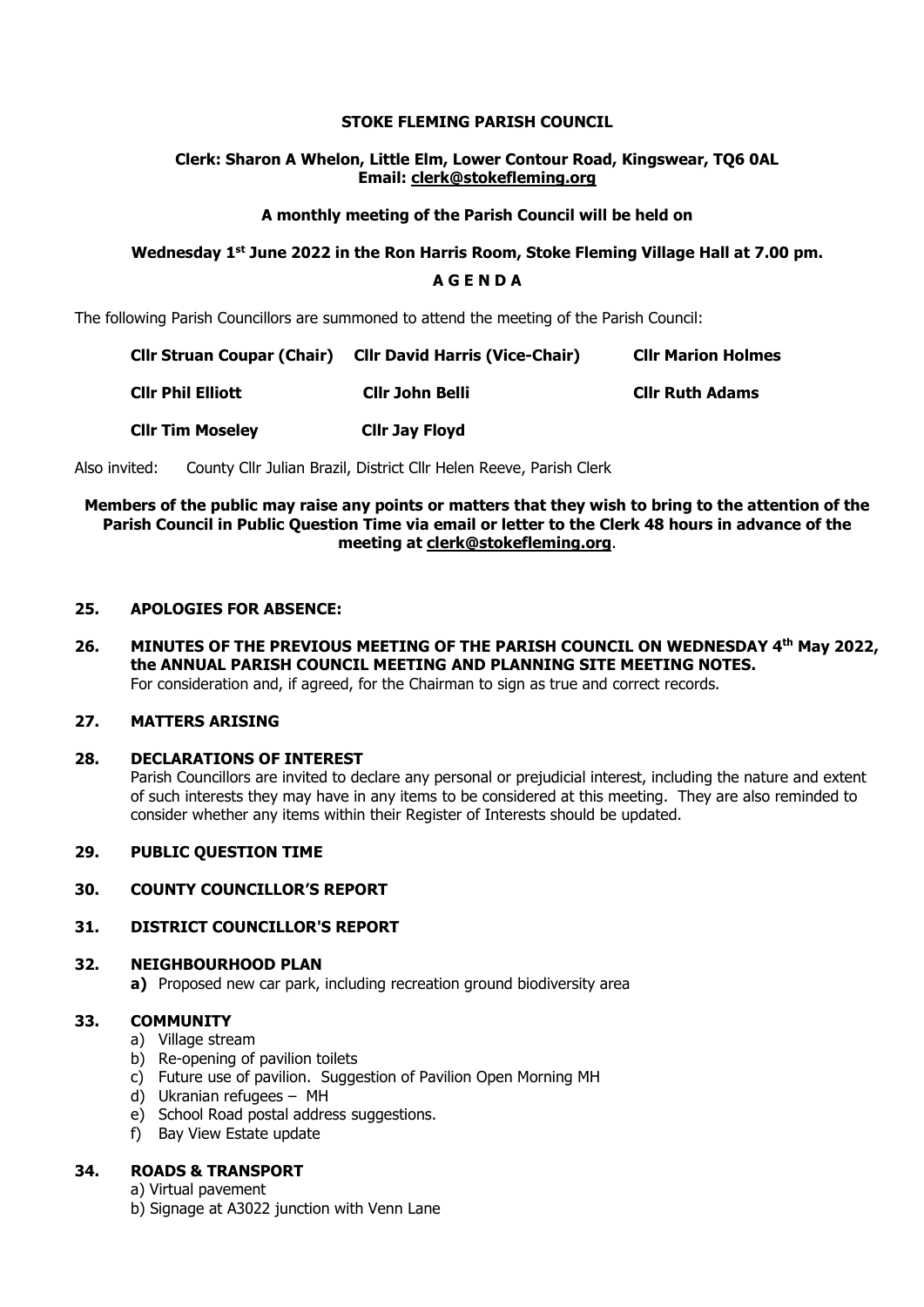**STOKE FLEMING PARISH COUNCIL**

**Clerk: Sharon A Whelon, Little Elm, Lower Contour Road, Kingswear, TQ6 0AL**
**Email: clerk@stokefleming.org**

**A monthly meeting of the Parish Council will be held on**

**Wednesday 1st June 2022 in the Ron Harris Room, Stoke Fleming Village Hall at 7.00 pm.**

**A G E N D A**

The following Parish Councillors are summoned to attend the meeting of the Parish Council:

| | | |
|---|---|---|
| **Cllr Struan Coupar (Chair)** | **Cllr David Harris (Vice-Chair)** | **Cllr Marion Holmes** |
| **Cllr Phil Elliott** | **Cllr John Belli** | **Cllr Ruth Adams** |
| **Cllr Tim Moseley** | **Cllr Jay Floyd** | |

Also invited: County Cllr Julian Brazil, District Cllr Helen Reeve, Parish Clerk

**Members of the public may raise any points or matters that they wish to bring to the attention of the Parish Council in Public Question Time via email or letter to the Clerk 48 hours in advance of the meeting at clerk@stokefleming.org.**

**25. APOLOGIES FOR ABSENCE:**

**26. MINUTES OF THE PREVIOUS MEETING OF THE PARISH COUNCIL ON WEDNESDAY 4th May 2022, the ANNUAL PARISH COUNCIL MEETING AND PLANNING SITE MEETING NOTES.**
For consideration and, if agreed, for the Chairman to sign as true and correct records.

**27. MATTERS ARISING**

**28. DECLARATIONS OF INTEREST**
Parish Councillors are invited to declare any personal or prejudicial interest, including the nature and extent of such interests they may have in any items to be considered at this meeting. They are also reminded to consider whether any items within their Register of Interests should be updated.

**29. PUBLIC QUESTION TIME**

**30. COUNTY COUNCILLOR'S REPORT**

**31. DISTRICT COUNCILLOR'S REPORT**

**32. NEIGHBOURHOOD PLAN**

**a)** Proposed new car park, including recreation ground biodiversity area

**33. COMMUNITY**

a) Village stream
b) Re-opening of pavilion toilets
c) Future use of pavilion. Suggestion of Pavilion Open Morning MH
d) Ukranian refugees – MH
e) School Road postal address suggestions.
f) Bay View Estate update

**34. ROADS & TRANSPORT**

a) Virtual pavement
b) Signage at A3022 junction with Venn Lane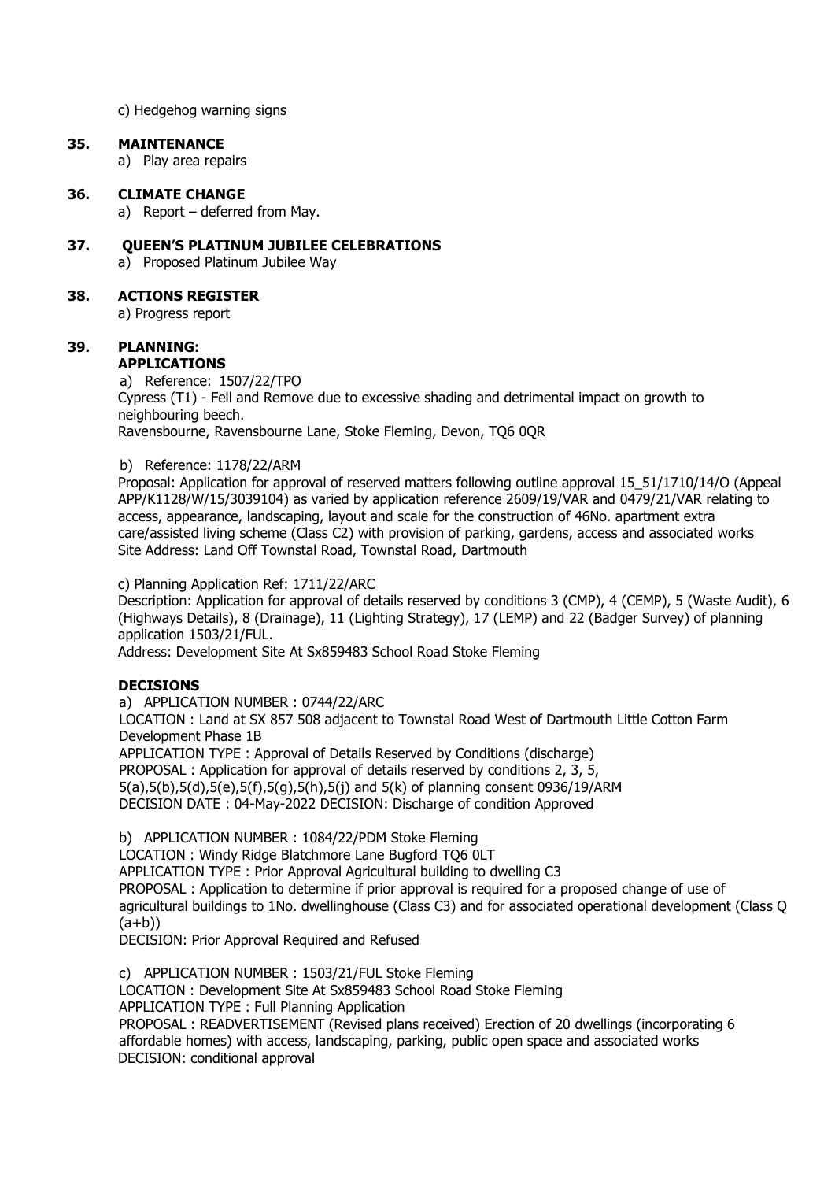c) Hedgehog warning signs

## 35. MAINTENANCE

a) Play area repairs

## 36. CLIMATE CHANGE

a) Report – deferred from May.

## 37. QUEEN'S PLATINUM JUBILEE CELEBRATIONS

a) Proposed Platinum Jubilee Way

## 38. ACTIONS REGISTER

a) Progress report

## 39. PLANNING:

### APPLICATIONS

a) Reference: 1507/22/TPO
Cypress (T1) - Fell and Remove due to excessive shading and detrimental impact on growth to neighbouring beech.
Ravensbourne, Ravensbourne Lane, Stoke Fleming, Devon, TQ6 0QR

b) Reference: 1178/22/ARM
Proposal: Application for approval of reserved matters following outline approval 15_51/1710/14/O (Appeal APP/K1128/W/15/3039104) as varied by application reference 2609/19/VAR and 0479/21/VAR relating to access, appearance, landscaping, layout and scale for the construction of 46No. apartment extra care/assisted living scheme (Class C2) with provision of parking, gardens, access and associated works
Site Address: Land Off Townstal Road, Townstal Road, Dartmouth

c) Planning Application Ref: 1711/22/ARC
Description: Application for approval of details reserved by conditions 3 (CMP), 4 (CEMP), 5 (Waste Audit), 6 (Highways Details), 8 (Drainage), 11 (Lighting Strategy), 17 (LEMP) and 22 (Badger Survey) of planning application 1503/21/FUL.
Address: Development Site At Sx859483 School Road Stoke Fleming

### DECISIONS

a) APPLICATION NUMBER : 0744/22/ARC
LOCATION : Land at SX 857 508 adjacent to Townstal Road West of Dartmouth Little Cotton Farm Development Phase 1B
APPLICATION TYPE : Approval of Details Reserved by Conditions (discharge)
PROPOSAL : Application for approval of details reserved by conditions 2, 3, 5, 5(a),5(b),5(d),5(e),5(f),5(g),5(h),5(j) and 5(k) of planning consent 0936/19/ARM
DECISION DATE : 04-May-2022 DECISION: Discharge of condition Approved

b) APPLICATION NUMBER : 1084/22/PDM Stoke Fleming
LOCATION : Windy Ridge Blatchmore Lane Bugford TQ6 0LT
APPLICATION TYPE : Prior Approval Agricultural building to dwelling C3
PROPOSAL : Application to determine if prior approval is required for a proposed change of use of agricultural buildings to 1No. dwellinghouse (Class C3) and for associated operational development (Class Q (a+b))
DECISION: Prior Approval Required and Refused

c) APPLICATION NUMBER : 1503/21/FUL Stoke Fleming
LOCATION : Development Site At Sx859483 School Road Stoke Fleming
APPLICATION TYPE : Full Planning Application
PROPOSAL : READVERTISEMENT (Revised plans received) Erection of 20 dwellings (incorporating 6 affordable homes) with access, landscaping, parking, public open space and associated works
DECISION: conditional approval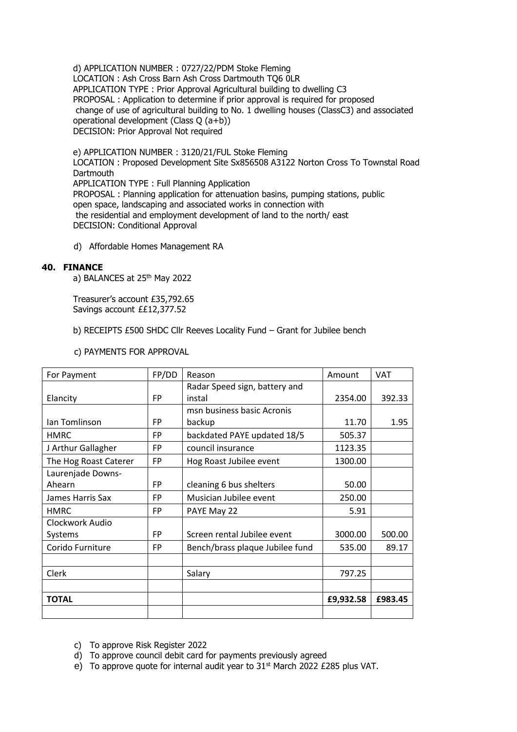d) APPLICATION NUMBER : 0727/22/PDM Stoke Fleming
LOCATION : Ash Cross Barn Ash Cross Dartmouth TQ6 0LR
APPLICATION TYPE : Prior Approval Agricultural building to dwelling C3
PROPOSAL : Application to determine if prior approval is required for proposed change of use of agricultural building to No. 1 dwelling houses (ClassC3) and associated operational development (Class Q (a+b))
DECISION: Prior Approval Not required

e) APPLICATION NUMBER : 3120/21/FUL Stoke Fleming
LOCATION : Proposed Development Site Sx856508 A3122 Norton Cross To Townstal Road Dartmouth
APPLICATION TYPE : Full Planning Application
PROPOSAL : Planning application for attenuation basins, pumping stations, public open space, landscaping and associated works in connection with the residential and employment development of land to the north/ east
DECISION: Conditional Approval

d) Affordable Homes Management RA

**40. FINANCE**

a) BALANCES at 25th May 2022

Treasurer's account £35,792.65
Savings account ££12,377.52

b) RECEIPTS £500 SHDC Cllr Reeves Locality Fund – Grant for Jubilee bench

c) PAYMENTS FOR APPROVAL

| For Payment | FP/DD | Reason | Amount | VAT |
|---|---|---|---|---|
| Elancity | FP | Radar Speed sign, battery and instal | 2354.00 | 392.33 |
| Ian Tomlinson | FP | msn business basic Acronis backup | 11.70 | 1.95 |
| HMRC | FP | backdated PAYE updated 18/5 | 505.37 | |
| J Arthur Gallagher | FP | council insurance | 1123.35 | |
| The Hog Roast Caterer | FP | Hog Roast Jubilee event | 1300.00 | |
| Laurenjade Downs-Ahearn | FP | cleaning 6 bus shelters | 50.00 | |
| James Harris Sax | FP | Musician Jubilee event | 250.00 | |
| HMRC | FP | PAYE May 22 | 5.91 | |
| Clockwork Audio Systems | FP | Screen rental Jubilee event | 3000.00 | 500.00 |
| Corido Furniture | FP | Bench/brass plaque Jubilee fund | 535.00 | 89.17 |
| | | | | |
| Clerk | | Salary | 797.25 | |
| | | | | |
| **TOTAL** | | | **£9,932.58** | **£983.45** |
| | | | | |

c) To approve Risk Register 2022
d) To approve council debit card for payments previously agreed
e) To approve quote for internal audit year to 31st March 2022 £285 plus VAT.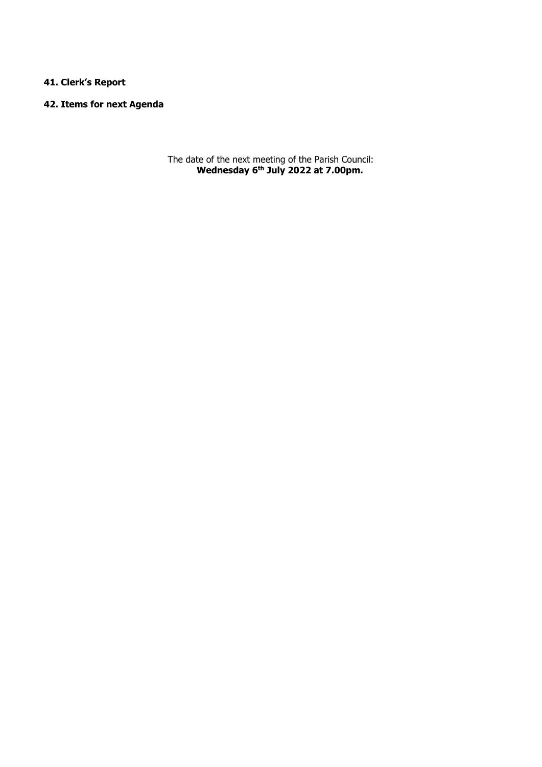**41. Clerk's Report**

**42. Items for next Agenda**

The date of the next meeting of the Parish Council:
**Wednesday 6th July 2022 at 7.00pm.**